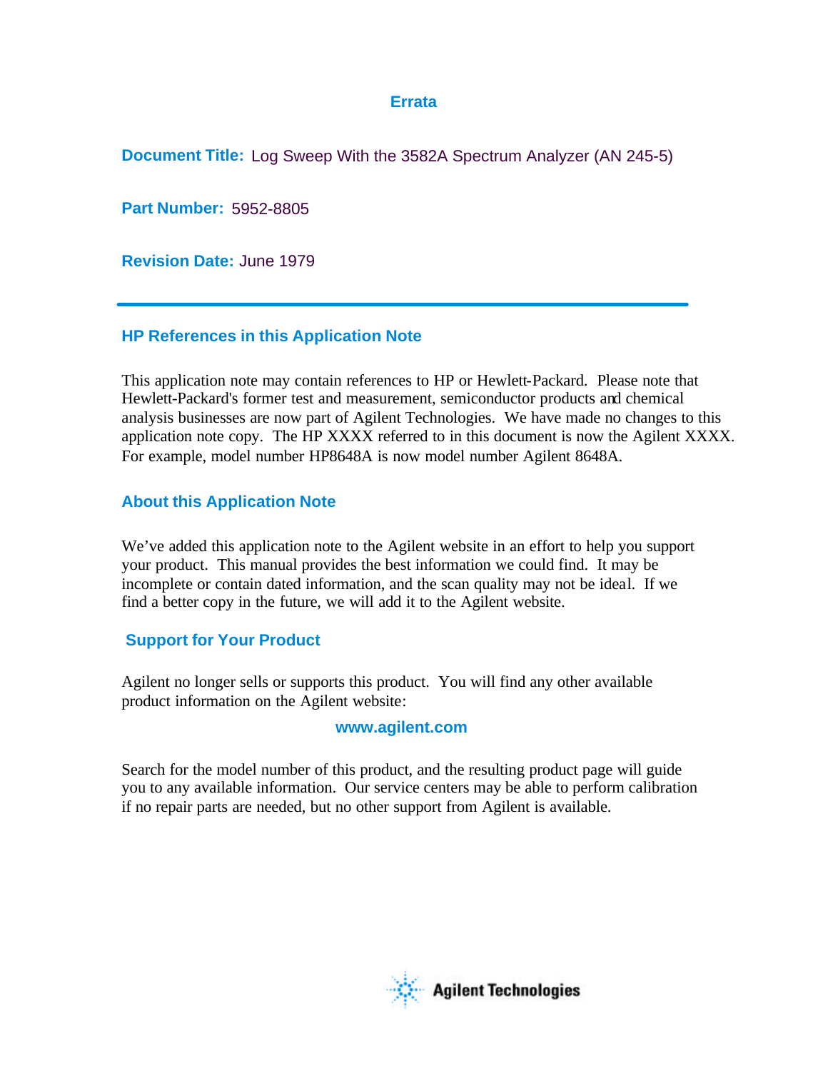# Errata

**Document Title:** Log Sweep With the 3582A Spectrum Analyzer (AN 245-5)

**Part Number:** 5952-8805

**Revision Date:** June 1979

---

## HP References in this Application Note

This application note may contain references to HP or Hewlett-Packard. Please note that Hewlett-Packard's former test and measurement, semiconductor products and chemical analysis businesses are now part of Agilent Technologies. We have made no changes to this application note copy. The HP XXXX referred to in this document is now the Agilent XXXX. For example, model number HP8648A is now model number Agilent 8648A.

## About this Application Note

We've added this application note to the Agilent website in an effort to help you support your product. This manual provides the best information we could find. It may be incomplete or contain dated information, and the scan quality may not be ideal. If we find a better copy in the future, we will add it to the Agilent website.

## Support for Your Product

Agilent no longer sells or supports this product. You will find any other available product information on the Agilent website:

**www.agilent.com**

Search for the model number of this product, and the resulting product page will guide you to any available information. Our service centers may be able to perform calibration if no repair parts are needed, but no other support from Agilent is available.

Agilent Technologies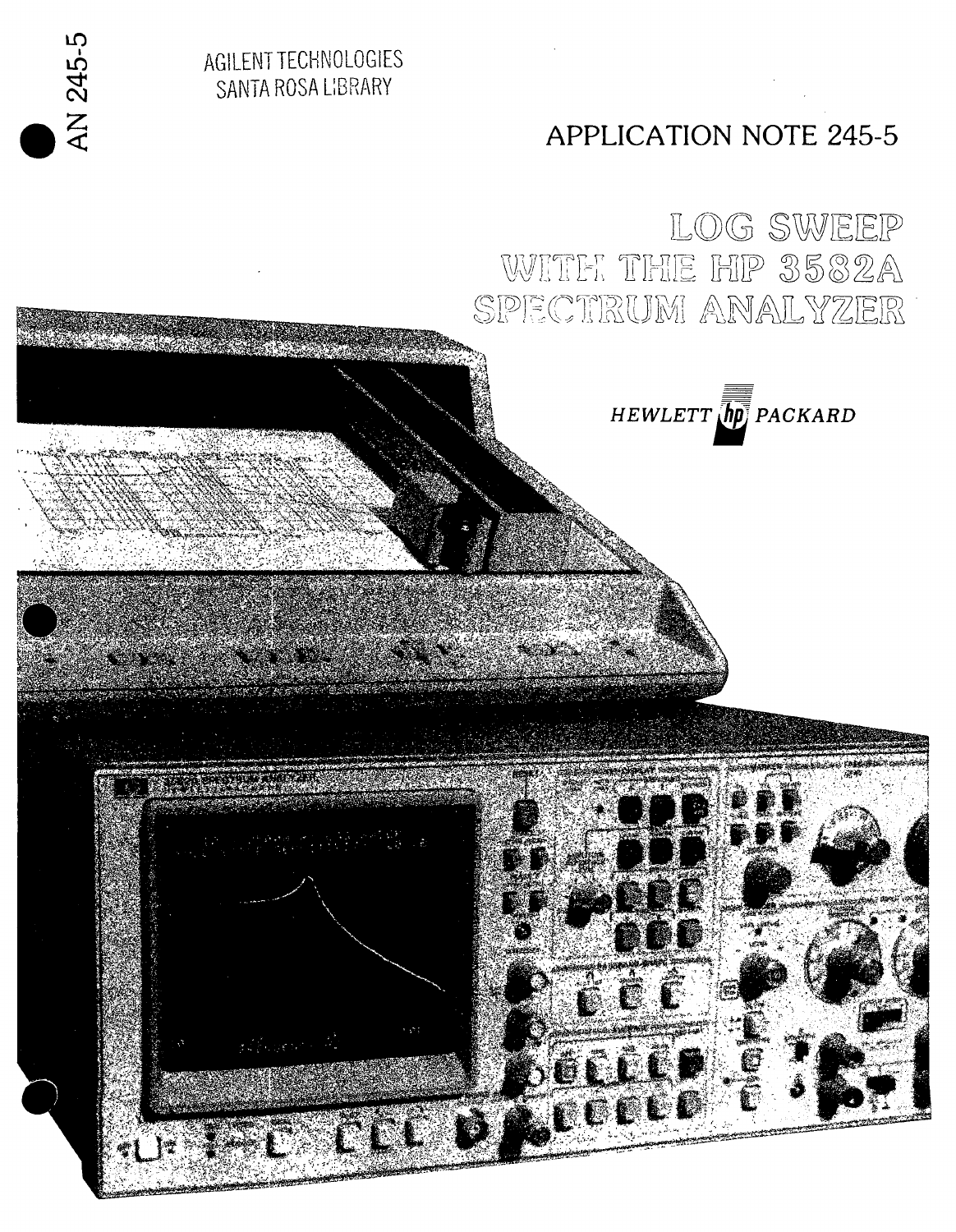AN 245-5

AGILENT TECHNOLOGIES
SANTA ROSA LIBRARY

APPLICATION NOTE 245-5

# LOG SWEEP WITH THE HP 3582A SPECTRUM ANALYZER

HEWLETT PACKARD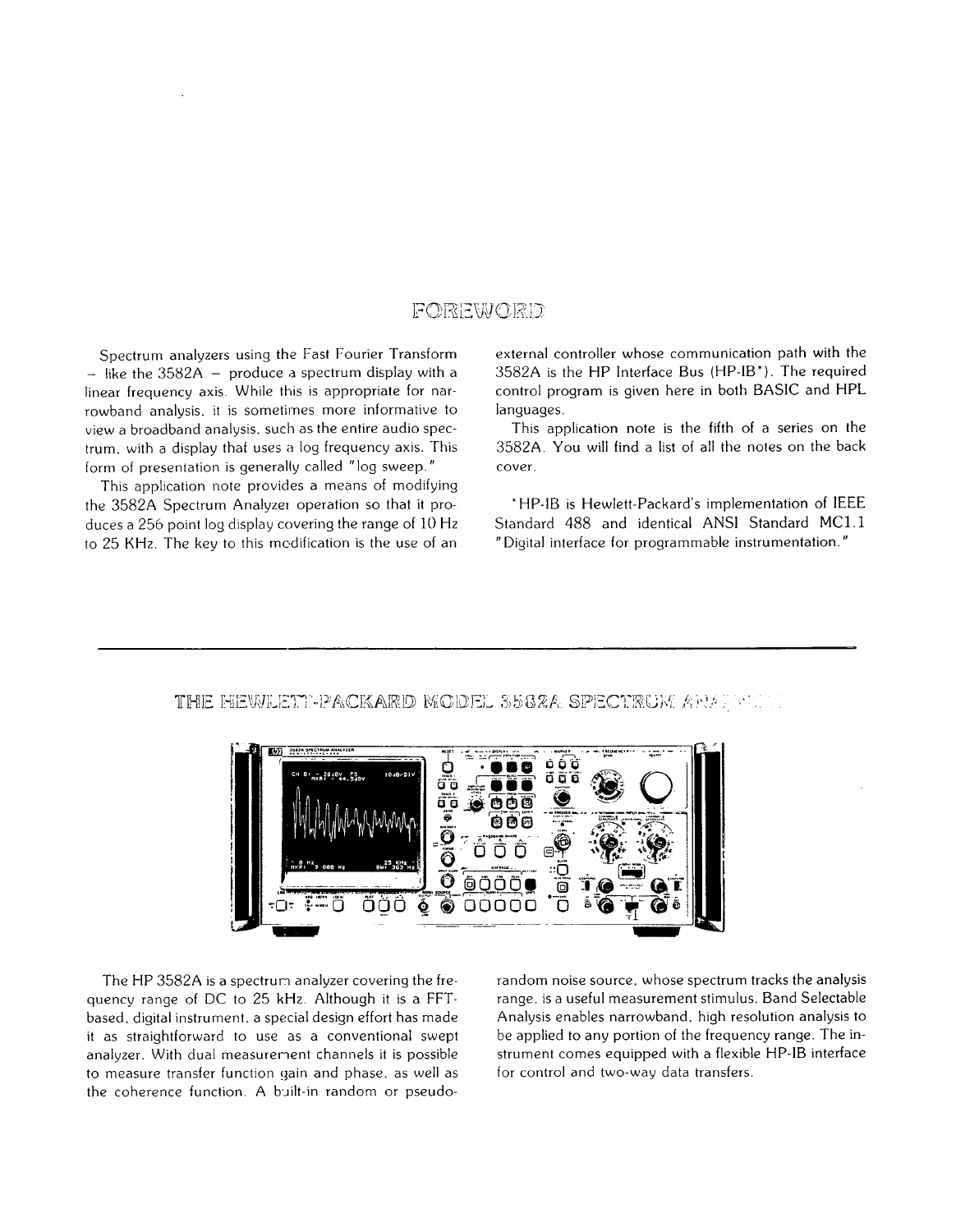## FOREWORD

Spectrum analyzers using the Fast Fourier Transform – like the 3582A – produce a spectrum display with a linear frequency axis. While this is appropriate for narrowband analysis, it is sometimes more informative to view a broadband analysis, such as the entire audio spectrum, with a display that uses a log frequency axis. This form of presentation is generally called "log sweep."

This application note provides a means of modifying the 3582A Spectrum Analyzer operation so that it produces a 256 point log display covering the range of 10 Hz to 25 KHz. The key to this modification is the use of an external controller whose communication path with the 3582A is the HP Interface Bus (HP-IB*). The required control program is given here in both BASIC and HPL languages.

This application note is the fifth of a series on the 3582A. You will find a list of all the notes on the back cover.

*HP-IB is Hewlett-Packard's implementation of IEEE Standard 488 and identical ANSI Standard MC1.1 "Digital interface for programmable instrumentation."

---

## THE HEWLETT-PACKARD MODEL 3582A SPECTRUM ANALYZER

The HP 3582A is a spectrum analyzer covering the frequency range of DC to 25 kHz. Although it is a FFT-based, digital instrument, a special design effort has made it as straightforward to use as a conventional swept analyzer. With dual measurement channels it is possible to measure transfer function gain and phase, as well as the coherence function. A built-in random or pseudo-random noise source, whose spectrum tracks the analysis range, is a useful measurement stimulus. Band Selectable Analysis enables narrowband, high resolution analysis to be applied to any portion of the frequency range. The instrument comes equipped with a flexible HP-IB interface for control and two-way data transfers.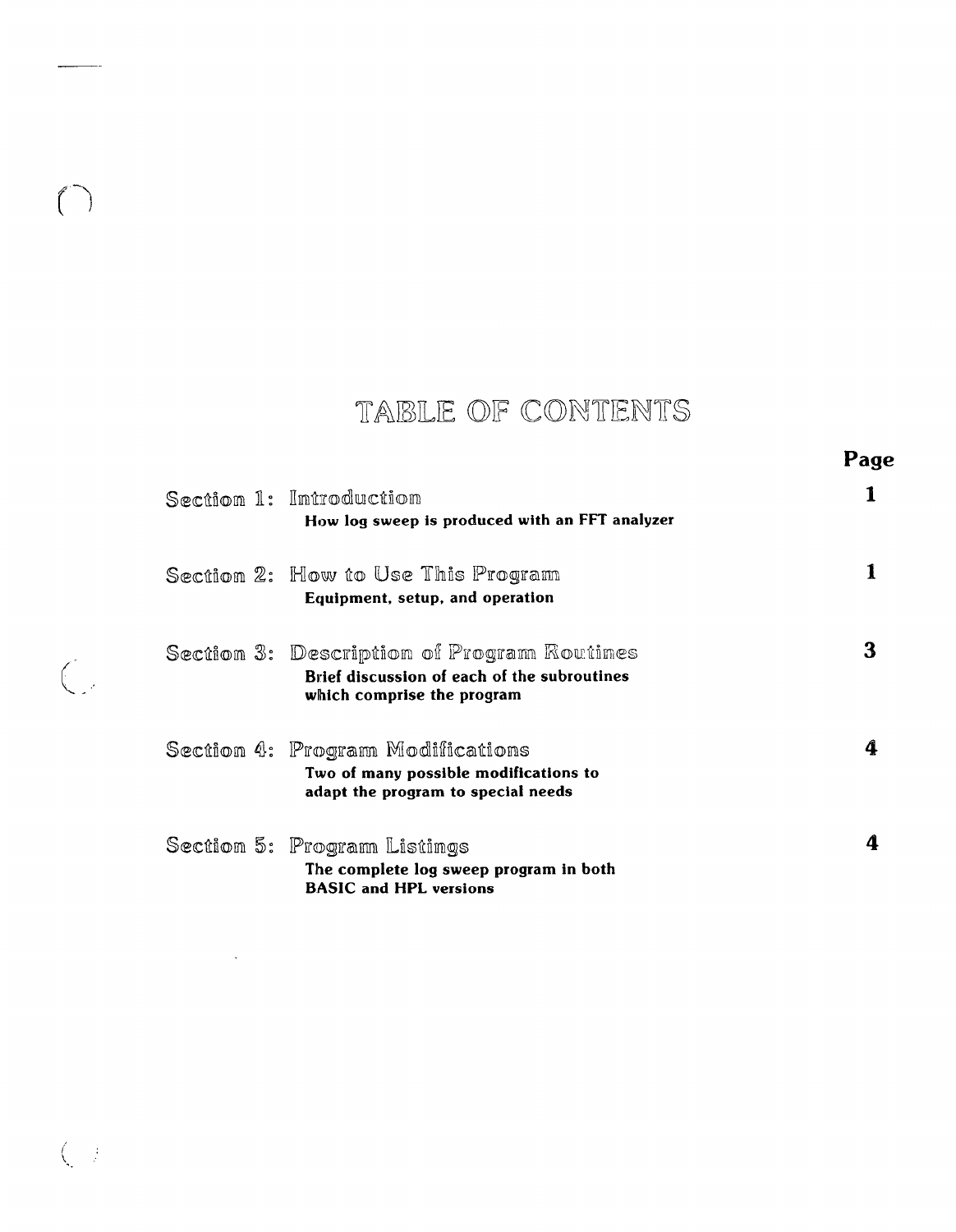# TABLE OF CONTENTS

| | | Page |
|---|---|---|
| Section 1: | Introduction<br>**How log sweep is produced with an FFT analyzer** | 1 |
| Section 2: | How to Use This Program<br>**Equipment, setup, and operation** | 1 |
| Section 3: | Description of Program Routines<br>**Brief discussion of each of the subroutines which comprise the program** | 3 |
| Section 4: | Program Modifications<br>**Two of many possible modifications to adapt the program to special needs** | 4 |
| Section 5: | Program Listings<br>**The complete log sweep program in both BASIC and HPL versions** | 4 |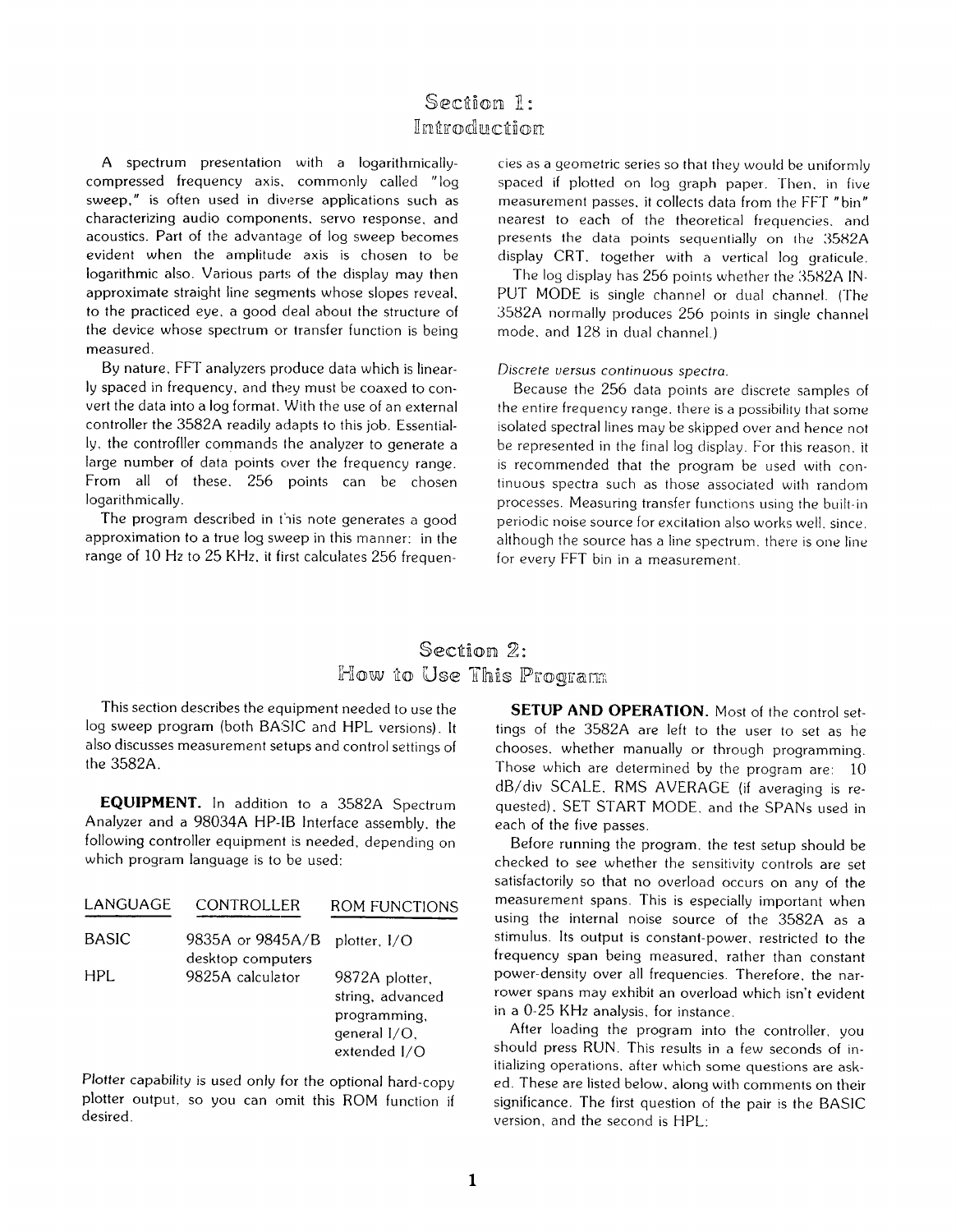# Section 1: Introduction

A spectrum presentation with a logarithmically-compressed frequency axis, commonly called "log sweep," is often used in diverse applications such as characterizing audio components, servo response, and acoustics. Part of the advantage of log sweep becomes evident when the amplitude axis is chosen to be logarithmic also. Various parts of the display may then approximate straight line segments whose slopes reveal, to the practiced eye, a good deal about the structure of the device whose spectrum or transfer function is being measured.

By nature, FFT analyzers produce data which is linearly spaced in frequency, and they must be coaxed to convert the data into a log format. With the use of an external controller the 3582A readily adapts to this job. Essentially, the controlller commands the analyzer to generate a large number of data points over the frequency range. From all of these, 256 points can be chosen logarithmically.

The program described in this note generates a good approximation to a true log sweep in this manner: in the range of 10 Hz to 25 KHz, it first calculates 256 frequencies as a geometric series so that they would be uniformly spaced if plotted on log graph paper. Then, in five measurement passes, it collects data from the FFT "bin" nearest to each of the theoretical frequencies, and presents the data points sequentially on the 3582A display CRT, together with a vertical log graticule.

The log display has 256 points whether the 3582A INPUT MODE is single channel or dual channel. (The 3582A normally produces 256 points in single channel mode, and 128 in dual channel.)

*Discrete versus continuous spectra.*

Because the 256 data points are discrete samples of the entire frequency range, there is a possibility that some isolated spectral lines may be skipped over and hence not be represented in the final log display. For this reason, it is recommended that the program be used with continuous spectra such as those associated with random processes. Measuring transfer functions using the built-in periodic noise source for excitation also works well, since, although the source has a line spectrum, there is one line for every FFT bin in a measurement.

# Section 2: How to Use This Program

This section describes the equipment needed to use the log sweep program (both BASIC and HPL versions). It also discusses measurement setups and control settings of the 3582A.

**EQUIPMENT.** In addition to a 3582A Spectrum Analyzer and a 98034A HP-IB Interface assembly, the following controller equipment is needed, depending on which program language is to be used:

| LANGUAGE | CONTROLLER | ROM FUNCTIONS |
|---|---|---|
| BASIC | 9835A or 9845A/B desktop computers | plotter, I/O |
| HPL | 9825A calculator | 9872A plotter, string, advanced programming, general I/O, extended I/O |

Plotter capability is used only for the optional hard-copy plotter output, so you can omit this ROM function if desired.

**SETUP AND OPERATION.** Most of the control settings of the 3582A are left to the user to set as he chooses, whether manually or through programming. Those which are determined by the program are: 10 dB/div SCALE, RMS AVERAGE (if averaging is requested), SET START MODE, and the SPANs used in each of the five passes.

Before running the program, the test setup should be checked to see whether the sensitivity controls are set satisfactorily so that no overload occurs on any of the measurement spans. This is especially important when using the internal noise source of the 3582A as a stimulus. Its output is constant-power, restricted to the frequency span being measured, rather than constant power-density over all frequencies. Therefore, the narrower spans may exhibit an overload which isn't evident in a 0-25 KHz analysis, for instance.

After loading the program into the controller, you should press RUN. This results in a few seconds of initializing operations, after which some questions are asked. These are listed below, along with comments on their significance. The first question of the pair is the BASIC version, and the second is HPL: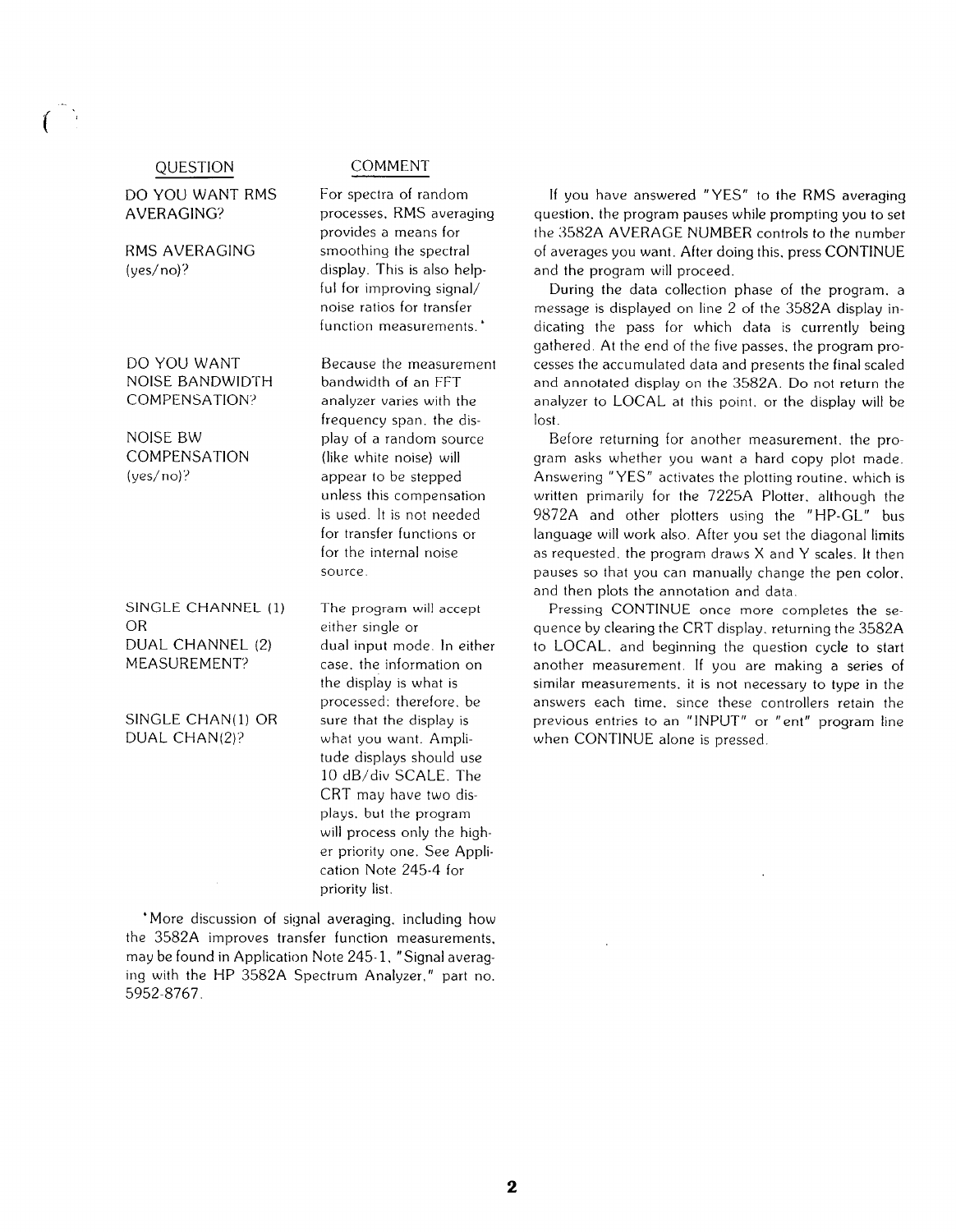| QUESTION | COMMENT |
|---|---|
| DO YOU WANT RMS AVERAGING?<br><br>RMS AVERAGING (yes/no)? | For spectra of random processes, RMS averaging provides a means for smoothing the spectral display. This is also helpful for improving signal/noise ratios for transfer function measurements.* |
| DO YOU WANT NOISE BANDWIDTH COMPENSATION?<br><br>NOISE BW COMPENSATION (yes/no)? | Because the measurement bandwidth of an FFT analyzer varies with the frequency span, the display of a random source (like white noise) will appear to be stepped unless this compensation is used. It is not needed for transfer functions or for the internal noise source. |
| SINGLE CHANNEL (1) OR DUAL CHANNEL (2) MEASUREMENT?<br><br>SINGLE CHAN(1) OR DUAL CHAN(2)? | The program will accept either single or dual input mode. In either case, the information on the display is what is processed; therefore, be sure that the display is what you want. Amplitude displays should use 10 dB/div SCALE. The CRT may have two displays, but the program will process only the higher priority one. See Application Note 245-4 for priority list. |

*More discussion of signal averaging, including how the 3582A improves transfer function measurements, may be found in Application Note 245-1, "Signal averaging with the HP 3582A Spectrum Analyzer," part no. 5952-8767.

If you have answered "YES" to the RMS averaging question, the program pauses while prompting you to set the 3582A AVERAGE NUMBER controls to the number of averages you want. After doing this, press CONTINUE and the program will proceed.

During the data collection phase of the program, a message is displayed on line 2 of the 3582A display indicating the pass for which data is currently being gathered. At the end of the five passes, the program processes the accumulated data and presents the final scaled and annotated display on the 3582A. Do not return the analyzer to LOCAL at this point, or the display will be lost.

Before returning for another measurement, the program asks whether you want a hard copy plot made. Answering "YES" activates the plotting routine, which is written primarily for the 7225A Plotter, although the 9872A and other plotters using the "HP-GL" bus language will work also. After you set the diagonal limits as requested, the program draws X and Y scales. It then pauses so that you can manually change the pen color, and then plots the annotation and data.

Pressing CONTINUE once more completes the sequence by clearing the CRT display, returning the 3582A to LOCAL, and beginning the question cycle to start another measurement. If you are making a series of similar measurements, it is not necessary to type in the answers each time, since these controllers retain the previous entries to an "INPUT" or "ent" program line when CONTINUE alone is pressed.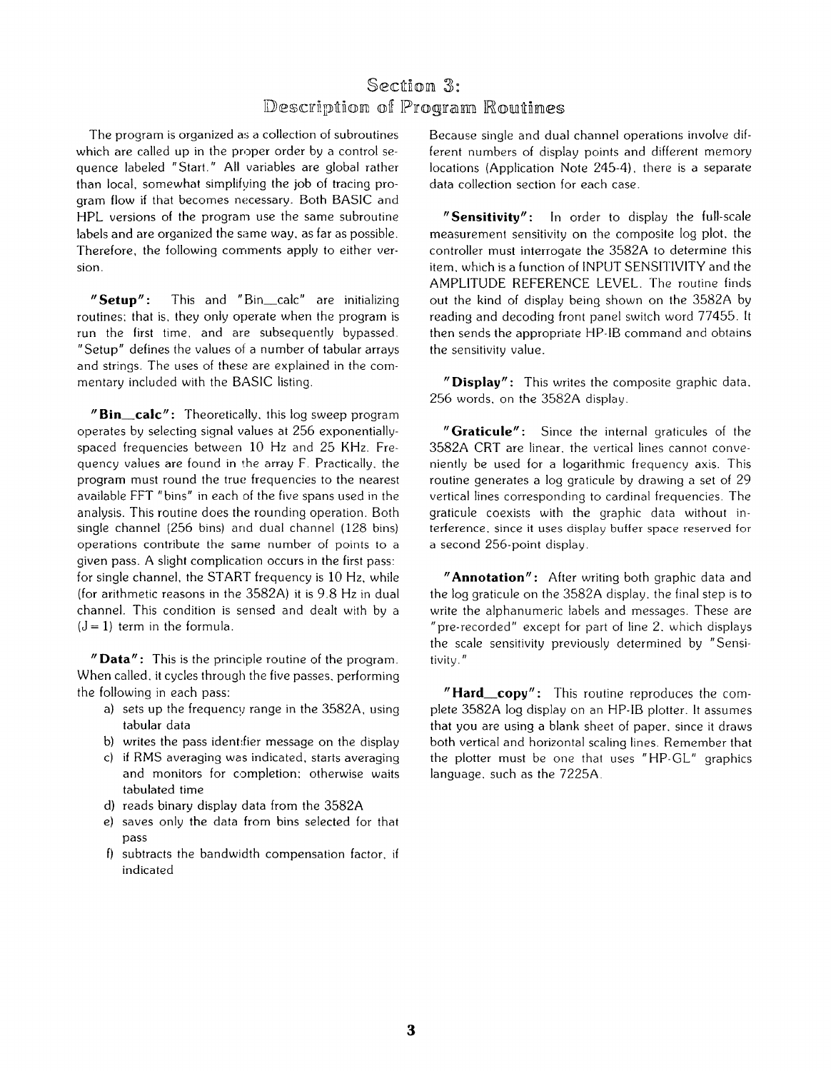# Section 3:
# Description of Program Routines

The program is organized as a collection of subroutines which are called up in the proper order by a control sequence labeled "Start." All variables are global rather than local, somewhat simplifying the job of tracing program flow if that becomes necessary. Both BASIC and HPL versions of the program use the same subroutine labels and are organized the same way, as far as possible. Therefore, the following comments apply to either version.

**"Setup":** This and "Bin_calc" are initializing routines; that is, they only operate when the program is run the first time, and are subsequently bypassed. "Setup" defines the values of a number of tabular arrays and strings. The uses of these are explained in the commentary included with the BASIC listing.

**"Bin_calc":** Theoretically, this log sweep program operates by selecting signal values at 256 exponentially-spaced frequencies between 10 Hz and 25 KHz. Frequency values are found in the array F. Practically, the program must round the true frequencies to the nearest available FFT "bins" in each of the five spans used in the analysis. This routine does the rounding operation. Both single channel (256 bins) and dual channel (128 bins) operations contribute the same number of points to a given pass. A slight complication occurs in the first pass: for single channel, the START frequency is 10 Hz, while (for arithmetic reasons in the 3582A) it is 9.8 Hz in dual channel. This condition is sensed and dealt with by a (J = 1) term in the formula.

**"Data":** This is the principle routine of the program. When called, it cycles through the five passes, performing the following in each pass:

a) sets up the frequency range in the 3582A, using tabular data
b) writes the pass identifier message on the display
c) if RMS averaging was indicated, starts averaging and monitors for completion; otherwise waits tabulated time
d) reads binary display data from the 3582A
e) saves only the data from bins selected for that pass
f) subtracts the bandwidth compensation factor, if indicated

Because single and dual channel operations involve different numbers of display points and different memory locations (Application Note 245-4), there is a separate data collection section for each case.

**"Sensitivity":** In order to display the full-scale measurement sensitivity on the composite log plot, the controller must interrogate the 3582A to determine this item, which is a function of INPUT SENSITIVITY and the AMPLITUDE REFERENCE LEVEL. The routine finds out the kind of display being shown on the 3582A by reading and decoding front panel switch word 77455. It then sends the appropriate HP-IB command and obtains the sensitivity value.

**"Display":** This writes the composite graphic data, 256 words, on the 3582A display.

**"Graticule":** Since the internal graticules of the 3582A CRT are linear, the vertical lines cannot conveniently be used for a logarithmic frequency axis. This routine generates a log graticule by drawing a set of 29 vertical lines corresponding to cardinal frequencies. The graticule coexists with the graphic data without interference, since it uses display buffer space reserved for a second 256-point display.

**"Annotation":** After writing both graphic data and the log graticule on the 3582A display, the final step is to write the alphanumeric labels and messages. These are "pre-recorded" except for part of line 2, which displays the scale sensitivity previously determined by "Sensitivity."

**"Hard_copy":** This routine reproduces the complete 3582A log display on an HP-IB plotter. It assumes that you are using a blank sheet of paper, since it draws both vertical and horizontal scaling lines. Remember that the plotter must be one that uses "HP-GL" graphics language, such as the 7225A.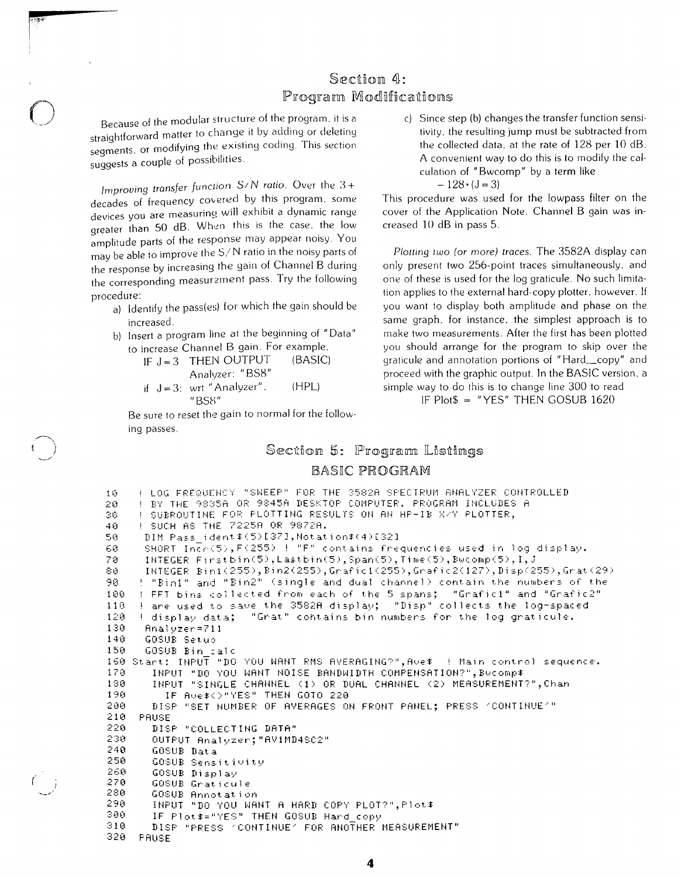# Section 4: Program Modifications

Because of the modular structure of the program, it is a straightforward matter to change it by adding or deleting segments, or modifying the existing coding. This section suggests a couple of possibilities.

*Improving transfer function S/N ratio.* Over the 3+ decades of frequency covered by this program, some devices you are measuring will exhibit a dynamic range greater than 50 dB. When this is the case, the low amplitude parts of the response may appear noisy. You may be able to improve the S/N ratio in the noisy parts of the response by increasing the gain of Channel B during the corresponding measurement pass. Try the following procedure:

a) Identify the pass(es) for which the gain should be increased.

b) Insert a program line at the beginning of "Data" to increase Channel B gain. For example,

   IF J=3 THEN OUTPUT Analyzer: "BS8" (BASIC)

   if J=3: wrt "Analyzer", "BS8" (HPL)

   Be sure to reset the gain to normal for the following passes.

c) Since step (b) changes the transfer function sensitivity, the resulting jump must be subtracted from the collected data, at the rate of 128 per 10 dB. A convenient way to do this is to modify the calculation of "Bwcomp" by a term like

   $-128*(J=3)$

This procedure was used for the lowpass filter on the cover of the Application Note. Channel B gain was increased 10 dB in pass 5.

*Plotting two (or more) traces.* The 3582A display can only present two 256-point traces simultaneously, and one of these is used for the log graticule. No such limitation applies to the external hard-copy plotter, however. If you want to display both amplitude and phase on the same graph, for instance, the simplest approach is to make two measurements. After the first has been plotted you should arrange for the program to skip over the graticule and annotation portions of "Hard_copy" and proceed with the graphic output. In the BASIC version, a simple way to do this is to change line 300 to read

   IF Plot$ = "YES" THEN GOSUB 1620

# Section 5: Program Listings

## BASIC PROGRAM

```
10   ! LOG FREQUENCY "SWEEP" FOR THE 3582A SPECTRUM ANALYZER CONTROLLED
20   ! BY THE 9835A OR 9845A DESKTOP COMPUTER. PROGRAM INCLUDES A
30   ! SUBROUTINE FOR PLOTTING RESULTS ON AN HP-IB X/Y PLOTTER,
40   ! SUCH AS THE 7225A OR 9872A.
50   DIM Pass_ident$(5)[37],Notation$(4)[32]
60   SHORT Incr(5),F(255)  ! "F" contains frequencies used in log display.
70   INTEGER Firstbin(5),Lastbin(5),Span(5),Time(5),Bwcomp(5),I,J
80   INTEGER Bin1(255),Bin2(255),Grafic1(255),Grafic2(127),Disp(255),Grat(29)
90   ! "Bin1" and "Bin2" (single and dual channel) contain the numbers of the
100  ! FFT bins collected from each of the 5 spans;  "Grafic1" and "Grafic2"
110  ! are used to save the 3582A display;  "Disp" collects the log-spaced
120  ! display data;  "Grat" contains bin numbers for the log graticule.
130  Analyzer=711
140  GOSUB Setup
150  GOSUB Bin_calc
160 Start: INPUT "DO YOU WANT RMS AVERAGING?",Ave$  ! Main control sequence.
170    INPUT "DO YOU WANT NOISE BANDWIDTH COMPENSATION?",Bwcomp$
180    INPUT "SINGLE CHANNEL (1) OR DUAL CHANNEL (2) MEASUREMENT?",Chan
190      IF Ave$<>"YES" THEN GOTO 220
200    DISP "SET NUMBER OF AVERAGES ON FRONT PANEL; PRESS 'CONTINUE'"
210  PAUSE
220    DISP "COLLECTING DATA"
230    OUTPUT Analyzer;"AV1MD4SC2"
240    GOSUB Data
250    GOSUB Sensitivity
260    GOSUB Display
270    GOSUB Graticule
280    GOSUB Annotation
290    INPUT "DO YOU WANT A HARD COPY PLOT?",Plot$
300    IF Plot$="YES" THEN GOSUB Hard_copy
310    DISP "PRESS 'CONTINUE' FOR ANOTHER MEASUREMENT"
320  PAUSE
```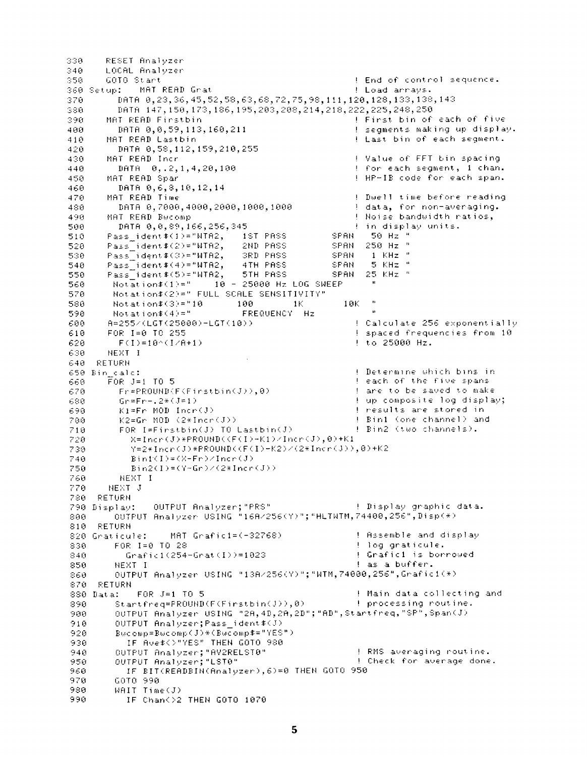```
330     RESET Analyzer
340     LOCAL Analyzer
350     GOTO Start                                    ! End of control sequence.
360 Setup:   MAT READ Grat                            ! Load arrays.
370       DATA 0,23,36,45,52,58,63,68,72,75,98,111,120,128,133,138,143
380       DATA 147,150,173,186,195,203,208,214,218,222,225,248,250
390     MAT READ Firstbin                             ! First bin of each of five
400       DATA 0,0,59,113,160,211                     ! segments making up display.
410     MAT READ Lastbin                              ! Last bin of each segment.
420       DATA 0,58,112,159,210,255
430     MAT READ Incr                                 ! Value of FFT bin spacing
440       DATA  0,.2,1,4,20,100                       ! for each segment, 1 chan.
450     MAT READ Span                                 ! HP-IB code for each span.
460       DATA 0,6,8,10,12,14
470     MAT READ Time                                 ! Dwell time before reading
480       DATA 0,7000,4000,2000,1000,1000             ! data, for non-averaging.
490     MAT READ Bwcomp                               ! Noise bandwidth ratios,
500       DATA 0,0,89,166,256,345                     ! in display units.
510     Pass_ident$(1)="WTA2,   1ST PASS          SPAN   50 Hz "
520     Pass_ident$(2)="WTA2,   2ND PASS          SPAN  250 Hz "
530     Pass_ident$(3)="WTA2,   3RD PASS          SPAN    1 KHz "
540     Pass_ident$(4)="WTA2,   4TH PASS          SPAN    5 KHz "
550     Pass_ident$(5)="WTA2,   5TH PASS          SPAN   25 KHz "
560      Notation$(1)="    10 - 25000 Hz LOG SWEEP       "
570      Notation$(2)=" FULL SCALE SENSITIVITY"
580      Notation$(3)="10       100       1K       10K   "
590      Notation$(4)="             FREQUENCY  Hz        "
600     A=255/(LGT(25000)-LGT(10))                    ! Calculate 256 exponentially
610     FOR I=0 TO 255                                ! spaced frequencies from 10
620       F(I)=10^(I/A+1)                             ! to 25000 Hz.
630     NEXT I
640   RETURN
650 Bin_calc:                                         ! Determine which bins in
660     FOR J=1 TO 5                                  ! each of the five spans
670       Fr=PROUND(F(Firstbin(J)),0)                 ! are to be saved to make
680       Gr=Fr-.2*(J=1)                              ! up composite log display;
690       K1=Fr MOD Incr(J)                           ! results are stored in
700       K2=Gr MOD (2*Incr(J))                       ! Bin1 (one channel) and
710       FOR I=Firstbin(J) TO Lastbin(J)             ! Bin2 (two channels).
720         X=Incr(J)*PROUND((F(I)-K1)/Incr(J),0)+K1
730         Y=2*Incr(J)*PROUND((F(I)-K2)/(2*Incr(J)),0)+K2
740         Bin1(I)=(X-Fr)/Incr(J)
750         Bin2(I)=(Y-Gr)/(2*Incr(J))
760       NEXT I
770     NEXT J
780   RETURN
790 Display:   OUTPUT Analyzer;"PRS"                  ! Display graphic data.
800     OUTPUT Analyzer USING "16A/256(Y)";"HLTWTM,74400,256",Disp(*)
810   RETURN
820 Graticule:    MAT Graficl=(-32768)                ! Assemble and display
830     FOR I=0 TO 28                                 ! log graticule.
840       Graficl(254-Grat(I))=1023                   ! Graficl is borrowed
850     NEXT I                                        ! as a buffer.
860     OUTPUT Analyzer USING "13A/256(Y)";"WTM,74000,256",Graficl(*)
870   RETURN
880 Data:   FOR J=1 TO 5                              ! Main data collecting and
890       Startfreq=PROUND(F(Firstbin(J)),0)          ! processing routine.
900       OUTPUT Analyzer USING "2A,4D,2A,2D";"AD",Startfreq,"SP",Span(J)
910       OUTPUT Analyzer;Pass_ident$(J)
920       Bwcomp=Bwcomp(J)*(Bwcomp$="YES")
930         IF Ave$<>"YES" THEN GOTO 980
940       OUTPUT Analyzer;"AV2RELST0"                 ! RMS averaging routine.
950       OUTPUT Analyzer;"LST0"                      ! Check for average done.
960         IF BIT(READBIN(Analyzer),6)=0 THEN GOTO 950
970       GOTO 990
980       WAIT Time(J)
990         IF Chan<>2 THEN GOTO 1070
```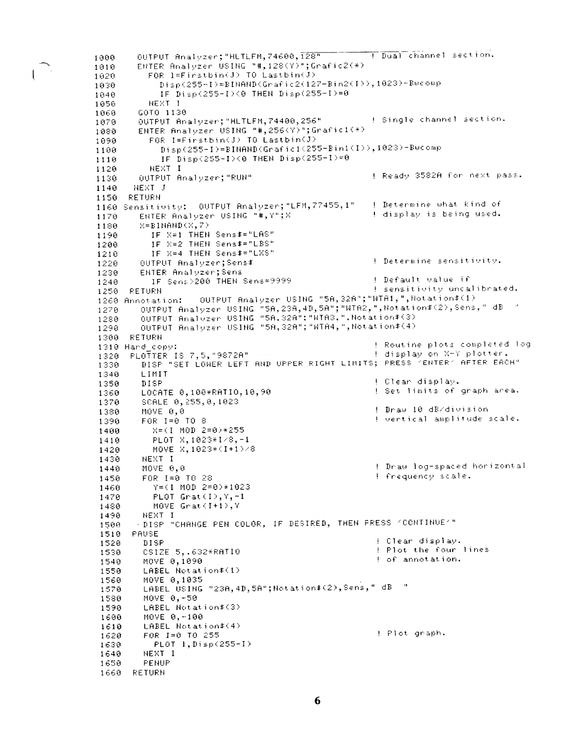```
1000    OUTPUT Analyzer;"HLTLFM,74600,128"              ! Dual channel section.
1010    ENTER Analyzer USING "#,128(Y)";Grafic2(*)
1020      FOR I=Firstbin(J) TO Lastbin(J)
1030        Disp(255-I)=BINAND(Grafic2(127-Bin2(I)),1023)-Bwcomp
1040        IF Disp(255-I)<0 THEN Disp(255-I)=0
1050      NEXT I
1060    GOTO 1130
1070    OUTPUT Analyzer;"HLTLFM,74400,256"              ! Single channel section.
1080    ENTER Analyzer USING "#,256(Y)";Grafic1(*)
1090      FOR I=Firstbin(J) TO Lastbin(J)
1100        Disp(255-I)=BINAND(Grafic1(255-Bin1(I)),1023)-Bwcomp
1110        IF Disp(255-I)<0 THEN Disp(255-I)=0
1120      NEXT I
1130    OUTPUT Analyzer;"RUN"                           ! Ready 3582A for next pass.
1140  NEXT J
1150  RETURN
1160 Sensitivity:  OUTPUT Analyzer;"LFM,77455,1"    ! Determine what kind of
1170    ENTER Analyzer USING "#,Y";X                    ! display is being used.
1180    X=BINAND(X,7)
1190      IF X=1 THEN Sens$="LAS"
1200      IF X=2 THEN Sens$="LBS"
1210      IF X=4 THEN Sens$="LXS"
1220    OUTPUT Analyzer;Sens$                           ! Determine sensitivity.
1230    ENTER Analyzer;Sens
1240      IF Sens>200 THEN Sens=9999                    ! Default value if
1250  RETURN                                            ! sensitivity uncalibrated.
1260 Annotation:   OUTPUT Analyzer USING "5A,32A";"WTA1,",Notation$(1)
1270    OUTPUT Analyzer USING "5A,23A,4D,5A";"WTA2,",Notation$(2),Sens," dB  "
1280    OUTPUT Analyzer USING "5A,32A";"WTA3,",Notation$(3)
1290    OUTPUT Analyzer USING "5A,32A";"WTA4,",Notation$(4)
1300  RETURN
1310 Hard_copy:                                         ! Routine plots completed log
1320  PLOTTER IS 7,5,"9872A"                            ! display on X-Y plotter.
1330    DISP "SET LOWER LEFT AND UPPER RIGHT LIMITS; PRESS 'ENTER' AFTER EACH"
1340    LIMIT
1350    DISP                                            ! Clear display.
1360    LOCATE 0,100*RATIO,10,90                        ! Set limits of graph area.
1370    SCALE 0,255,0,1023
1380    MOVE 0,0                                        ! Draw 10 dB/division
1390    FOR I=0 TO 8                                    ! vertical amplitude scale.
1400      X=(I MOD 2=0)*255
1410      PLOT X,1023*I/8,-1
1420      MOVE X,1023*(I+1)/8
1430    NEXT I
1440    MOVE 0,0                                        ! Draw log-spaced horizontal
1450    FOR I=0 TO 28                                   ! frequency scale.
1460      Y=(I MOD 2=0)*1023
1470      PLOT Grat(I),Y,-1
1480      MOVE Grat(I+1),Y
1490    NEXT I
1500    DISP "CHANGE PEN COLOR, IF DESIRED, THEN PRESS 'CONTINUE'"
1510  PAUSE
1520    DISP                                            ! Clear display.
1530    CSIZE 5,.632*RATIO                              ! Plot the four lines
1540    MOVE 0,1090                                     ! of annotation.
1550    LABEL Notation$(1)
1560    MOVE 0,1035
1570    LABEL USING "23A,4D,5A";Notation$(2),Sens," dB  "
1580    MOVE 0,-50
1590    LABEL Notation$(3)
1600    MOVE 0,-100
1610    LABEL Notation$(4)
1620    FOR I=0 TO 255                                  ! Plot graph.
1630      PLOT I,Disp(255-I)
1640    NEXT I
1650    PENUP
1660  RETURN
```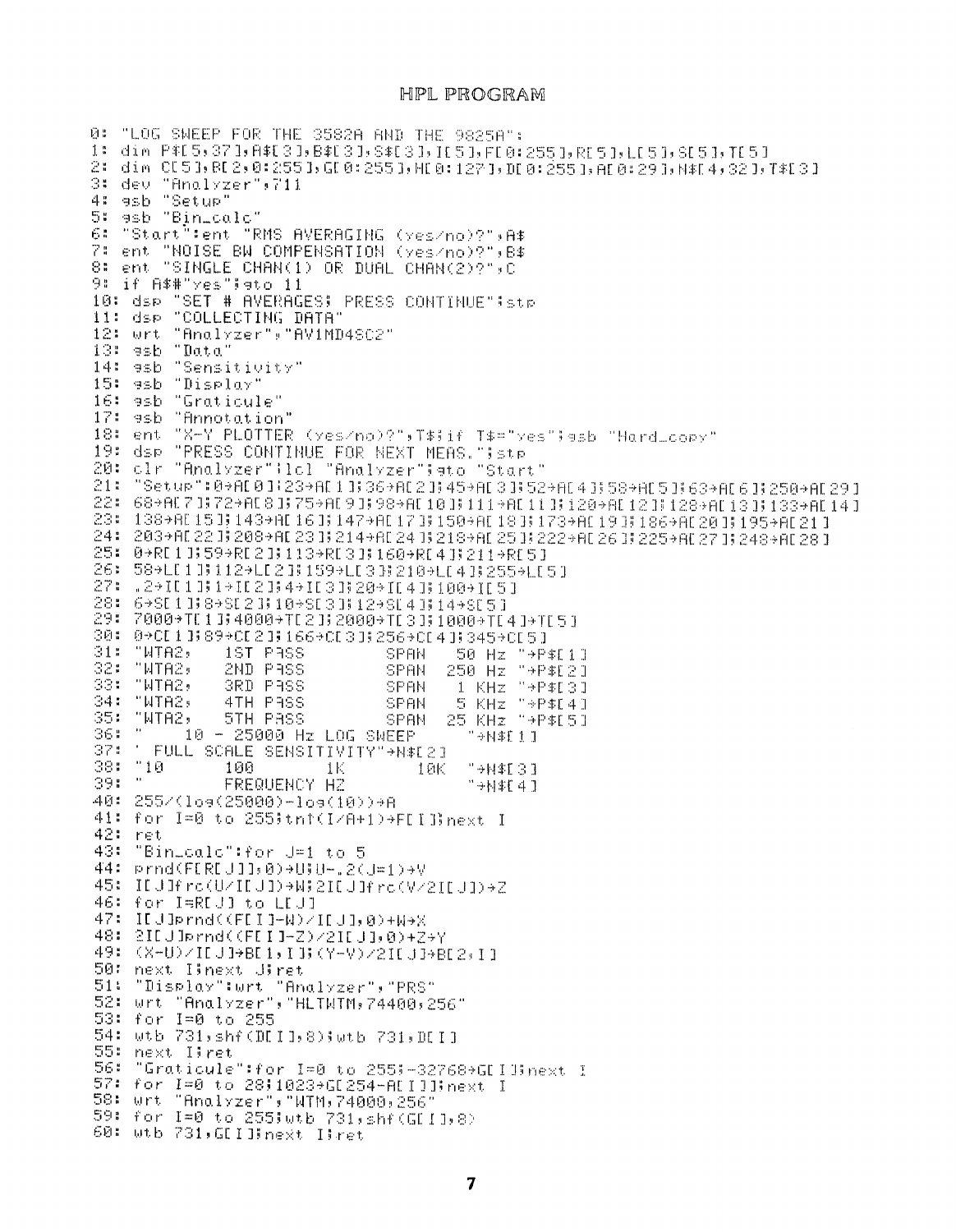# HPL PROGRAM

```
0: "LOG SWEEP FOR THE 3582A AND THE 9825A":
1: dim P$[5,37],A$[3],B$[3],S$[3],I[5],F[0:255],R[5],L[5],S[5],T[5]
2: dim C[5],B[2,0:255],G[0:255],H[0:127],D[0:255],A[0:29],N$[4,32],T$[3]
3: dev "Analyzer",711
4: gsb "Setup"
5: gsb "Bin_calc"
6: "Start":ent "RMS AVERAGING (yes/no)?",A$
7: ent "NOISE BW COMPENSATION (yes/no)?",B$
8: ent "SINGLE CHAN(1) OR DUAL CHAN(2)?",C
9: if A$#"yes";gto 11
10: dsp "SET # AVERAGES; PRESS CONTINUE";stp
11: dsp "COLLECTING DATA"
12: wrt "Analyzer","AV1MD4SC2"
13: gsb "Data"
14: gsb "Sensitivity"
15: gsb "Display"
16: gsb "Graticule"
17: gsb "Annotation"
18: ent "X-Y PLOTTER (yes/no)?",T$;if T$="yes";gsb "Hard_copy"
19: dsp "PRESS CONTINUE FOR NEXT MEAS.";stp
20: clr "Analyzer";lcl "Analyzer";gto "Start"
21: "Setup":0→A[0];23→A[1];36→A[2];45→A[3];52→A[4];58→A[5];63→A[6];250→A[29]
22: 68→A[7];72→A[8];75→A[9];98→A[10];111→A[11];120→A[12];128→A[13];133→A[14]
23: 138→A[15];143→A[16];147→A[17];150→A[18];173→A[19];186→A[20];195→A[21]
24: 203→A[22];208→A[23];214→A[24];218→A[25];222→A[26];225→A[27];248→A[28]
25: 0→R[1];59→R[2];113→R[3];160→R[4];211→R[5]
26: 58→L[1];112→L[2];159→L[3];210→L[4];255→L[5]
27: .2→I[1];1→I[2];4→I[3];20→I[4];100→I[5]
28: 6→S[1];8→S[2];10→S[3];12→S[4];14→S[5]
29: 7000→T[1];4000→T[2];2000→T[3];1000→T[4]→T[5]
30: 0→C[1];89→C[2];166→C[3];256→C[4];345→C[5]
31: "WTA2,    1ST PASS         SPAN    50 Hz "→P$[1]
32: "WTA2,    2ND PASS         SPAN   250 Hz "→P$[2]
33: "WTA2,    3RD PASS         SPAN     1 KHz "→P$[3]
34: "WTA2,    4TH PASS         SPAN     5 KHz "→P$[4]
35: "WTA2,    5TH PASS         SPAN    25 KHz "→P$[5]
36: "     10 - 25000 Hz LOG SWEEP       "→N$[1]
37: " FULL SCALE SENSITIVITY"→N$[2]
38: "10       100        1K         10K   "→N$[3]
39: "         FREQUENCY HZ               "→N$[4]
40: 255/(log(25000)-log(10))→A
41: for I=0 to 255;tn↑(I/A+1)→F[I];next I
42: ret
43: "Bin_calc":for J=1 to 5
44: prnd(F[R[J]],0)→U;U-.2(J=1)→V
45: I[J]frc(U/I[J])→W;2I[J]frc(V/2I[J])→Z
46: for I=R[J] to L[J]
47: I[J]prnd((F[I]-W)/I[J],0)+W→X
48: 2I[J]prnd((F[I]-Z)/2I[J],0)+Z→Y
49: (X-U)/I[J]→B[1,I];(Y-V)/2I[J]→B[2,I]
50: next I;next J;ret
51: "Display":wrt "Analyzer","PRS"
52: wrt "Analyzer","HLTWTM,74400,256"
53: for I=0 to 255
54: wtb 731,shf(D[I],8);wtb 731,D[I]
55: next I;ret
56: "Graticule":for I=0 to 255;-32768→G[I];next I
57: for I=0 to 28;1023→G[254-A[I]];next I
58: wrt "Analyzer","WTM,74000,256"
59: for I=0 to 255;wtb 731,shf(G[I],8)
60: wtb 731,G[I];next I;ret
```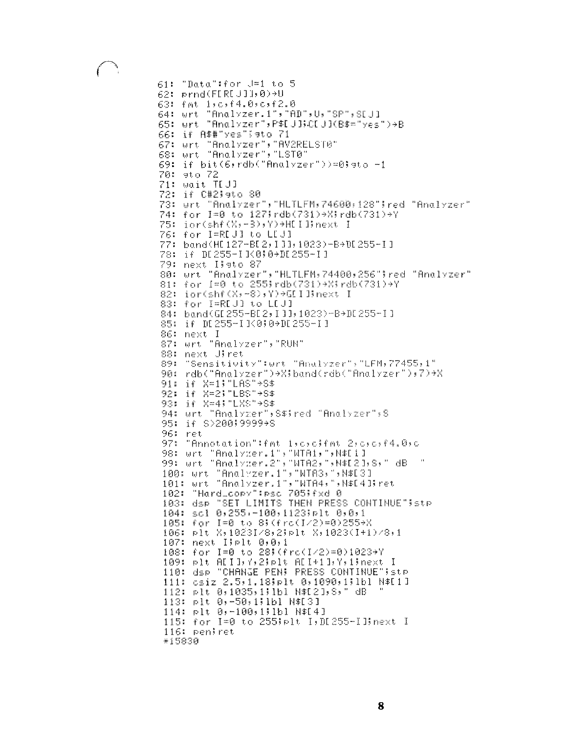```
61: "Data":for J=1 to 5
62: prnd(F[R[J]],0)→U
63: fmt 1,c,f4.0,c,f2.0
64: wrt "Analyzer.1","AD",U,"SP",S[J]
65: wrt "Analyzer",P$[J];C[J](B$="yes")→B
66: if A$#"yes";gto 71
67: wrt "Analyzer","AV2RELST0"
68: wrt "Analyzer","LST0"
69: if bit(6,rdb("Analyzer"))=0;gto -1
70: gto 72
71: wait T[J]
72: if C#2;gto 80
73: wrt "Analyzer","HLTLFM,74600,128";red "Analyzer"
74: for I=0 to 127;rdb(731)→X;rdb(731)→Y
75: ior(shf(X,-8),Y)→H[I];next I
76: for I=R[J] to L[J]
77: band(H[127-B[2,I]],1023)-B→D[255-I]
78: if D[255-I]<0;0→D[255-I]
79: next I;gto 87
80: wrt "Analyzer","HLTLFM,74400,256";red "Analyzer"
81: for I=0 to 255;rdb(731)→X;rdb(731)→Y
82: ior(shf(X,-8),Y)→G[I];next I
83: for I=R[J] to L[J]
84: band(G[255-B[2,I]],1023)-B→D[255-I]
85: if D[255-I]<0;0→D[255-I]
86: next I
87: wrt "Analyzer","RUN"
88: next J;ret
89: "Sensitivity":wrt "Analyzer","LFM,77455,1"
90: rdb("Analyzer")→X;band(rdb("Analyzer"),7)→X
91: if X=1;"LAS"→S$
92: if X=2;"LBS"→S$
93: if X=4;"LXS"→S$
94: wrt "Analyzer",S$;red "Analyzer",S
95: if S>200;9999→S
96: ret
97: "Annotation":fmt 1,c,c;fmt 2,c,c,f4.0,c
98: wrt "Analyzer.1","WTA1,",N$[1]
99: wrt "Analyzer.2","WTA2,",N$[2],S," dB  "
100: wrt "Analyzer.1","WTA3,",N$[3]
101: wrt "Analyzer.1","WTA4,",N$[4];ret
102: "Hard_copy":psc 705;fxd 0
103: dsp "SET LIMITS THEN PRESS CONTINUE";stp
104: scl 0,255,-100,1123;plt 0,0,1
105: for I=0 to 8;(frc(I/2)=0)255→X
106: plt X,1023I/8,2;plt X,1023(I+1)/8,1
107: next I;plt 0,0,1
108: for I=0 to 28;(frc(I/2)=0)1023→Y
109: plt A[I],Y,2;plt A[I+1],Y,1;next I
110: dsp "CHANGE PEN; PRESS CONTINUE";stp
111: csiz 2.5,1.18;plt 0,1090,1;lbl N$[1]
112: plt 0,1035,1;lbl N$[2],S," dB  "
113: plt 0,-50,1;lbl N$[3]
114: plt 0,-100,1;lbl N$[4]
115: for I=0 to 255;plt I,D[255-I];next I
116: pen;ret
*15830
```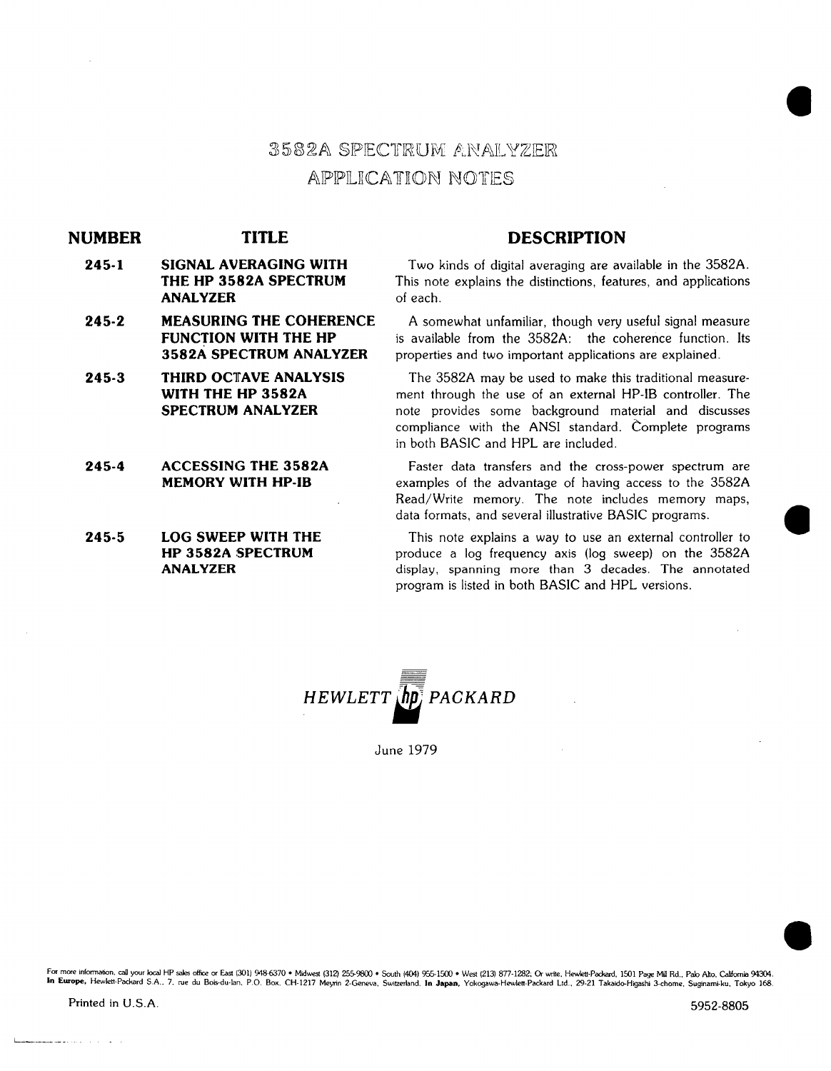# 3582A SPECTRUM ANALYZER
# APPLICATION NOTES

| NUMBER | TITLE | DESCRIPTION |
|---|---|---|
| 245-1 | **SIGNAL AVERAGING WITH THE HP 3582A SPECTRUM ANALYZER** | Two kinds of digital averaging are available in the 3582A. This note explains the distinctions, features, and applications of each. |
| 245-2 | **MEASURING THE COHERENCE FUNCTION WITH THE HP 3582A SPECTRUM ANALYZER** | A somewhat unfamiliar, though very useful signal measure is available from the 3582A: the coherence function. Its properties and two important applications are explained. |
| 245-3 | **THIRD OCTAVE ANALYSIS WITH THE HP 3582A SPECTRUM ANALYZER** | The 3582A may be used to make this traditional measurement through the use of an external HP-IB controller. The note provides some background material and discusses compliance with the ANSI standard. Complete programs in both BASIC and HPL are included. |
| 245-4 | **ACCESSING THE 3582A MEMORY WITH HP-IB** | Faster data transfers and the cross-power spectrum are examples of the advantage of having access to the 3582A Read/Write memory. The note includes memory maps, data formats, and several illustrative BASIC programs. |
| 245-5 | **LOG SWEEP WITH THE HP 3582A SPECTRUM ANALYZER** | This note explains a way to use an external controller to produce a log frequency axis (log sweep) on the 3582A display, spanning more than 3 decades. The annotated program is listed in both BASIC and HPL versions. |

*HEWLETT PACKARD*

June 1979

For more information, call your local HP sales office or East (301) 948-6370 • Midwest (312) 255-9800 • South (404) 955-1500 • West (213) 877-1282. Or write, Hewlett-Packard, 1501 Page Mill Rd., Palo Alto, California 94304. **In Europe,** Hewlett-Packard S.A., 7, rue du Bois-du-lan, P.O. Box, CH-1217 Meyrin 2-Geneva, Switzerland. **In Japan,** Yokogawa-Hewlett-Packard Ltd., 29-21 Takaido-Higashi 3-chome, Suginami-ku, Tokyo 168.

Printed in U.S.A.

5952-8805